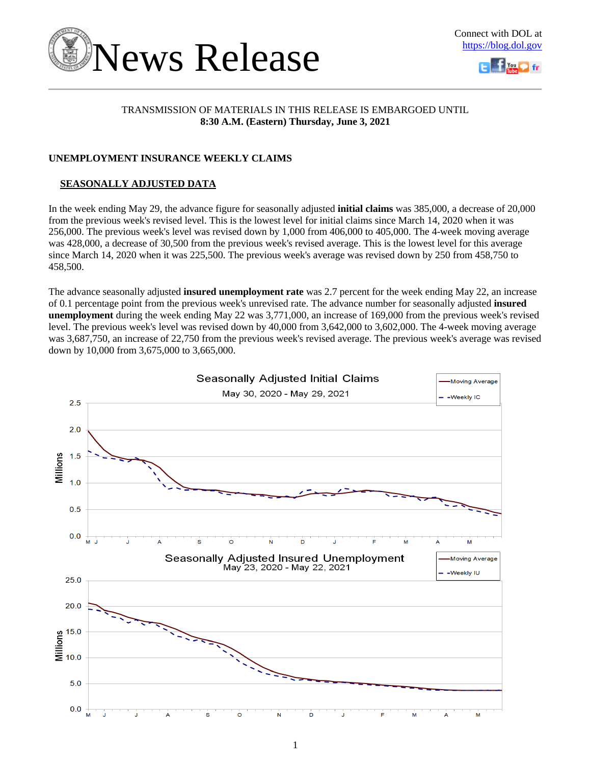# News Release

Connect with DOL at https://blog.dol.gov

TRANSMISSION OF MATERIALS IN THIS RELEASE IS EMBARGOED UNTIL
**8:30 A.M. (Eastern) Thursday, June 3, 2021**

## UNEMPLOYMENT INSURANCE WEEKLY CLAIMS

### SEASONALLY ADJUSTED DATA

In the week ending May 29, the advance figure for seasonally adjusted **initial claims** was 385,000, a decrease of 20,000 from the previous week's revised level. This is the lowest level for initial claims since March 14, 2020 when it was 256,000. The previous week's level was revised down by 1,000 from 406,000 to 405,000. The 4-week moving average was 428,000, a decrease of 30,500 from the previous week's revised average. This is the lowest level for this average since March 14, 2020 when it was 225,500. The previous week's average was revised down by 250 from 458,750 to 458,500.

The advance seasonally adjusted **insured unemployment rate** was 2.7 percent for the week ending May 22, an increase of 0.1 percentage point from the previous week's unrevised rate. The advance number for seasonally adjusted **insured unemployment** during the week ending May 22 was 3,771,000, an increase of 169,000 from the previous week's revised level. The previous week's level was revised down by 40,000 from 3,642,000 to 3,602,000. The 4-week moving average was 3,687,750, an increase of 22,750 from the previous week's revised average. The previous week's average was revised down by 10,000 from 3,675,000 to 3,665,000.

Seasonally Adjusted Initial Claims
May 30, 2020 - May 29, 2021

Seasonally Adjusted Insured Unemployment
May 23, 2020 - May 22, 2021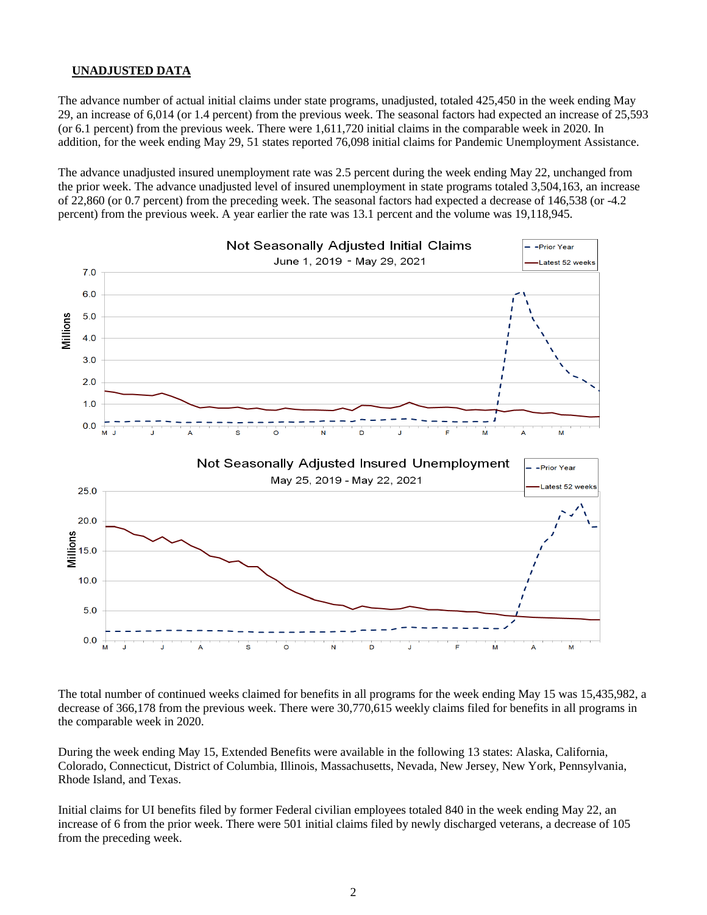## UNADJUSTED DATA

The advance number of actual initial claims under state programs, unadjusted, totaled 425,450 in the week ending May 29, an increase of 6,014 (or 1.4 percent) from the previous week. The seasonal factors had expected an increase of 25,593 (or 6.1 percent) from the previous week. There were 1,611,720 initial claims in the comparable week in 2020. In addition, for the week ending May 29, 51 states reported 76,098 initial claims for Pandemic Unemployment Assistance.

The advance unadjusted insured unemployment rate was 2.5 percent during the week ending May 22, unchanged from the prior week. The advance unadjusted level of insured unemployment in state programs totaled 3,504,163, an increase of 22,860 (or 0.7 percent) from the preceding week. The seasonal factors had expected a decrease of 146,538 (or -4.2 percent) from the previous week. A year earlier the rate was 13.1 percent and the volume was 19,118,945.

The total number of continued weeks claimed for benefits in all programs for the week ending May 15 was 15,435,982, a decrease of 366,178 from the previous week. There were 30,770,615 weekly claims filed for benefits in all programs in the comparable week in 2020.

During the week ending May 15, Extended Benefits were available in the following 13 states: Alaska, California, Colorado, Connecticut, District of Columbia, Illinois, Massachusetts, Nevada, New Jersey, New York, Pennsylvania, Rhode Island, and Texas.

Initial claims for UI benefits filed by former Federal civilian employees totaled 840 in the week ending May 22, an increase of 6 from the prior week. There were 501 initial claims filed by newly discharged veterans, a decrease of 105 from the preceding week.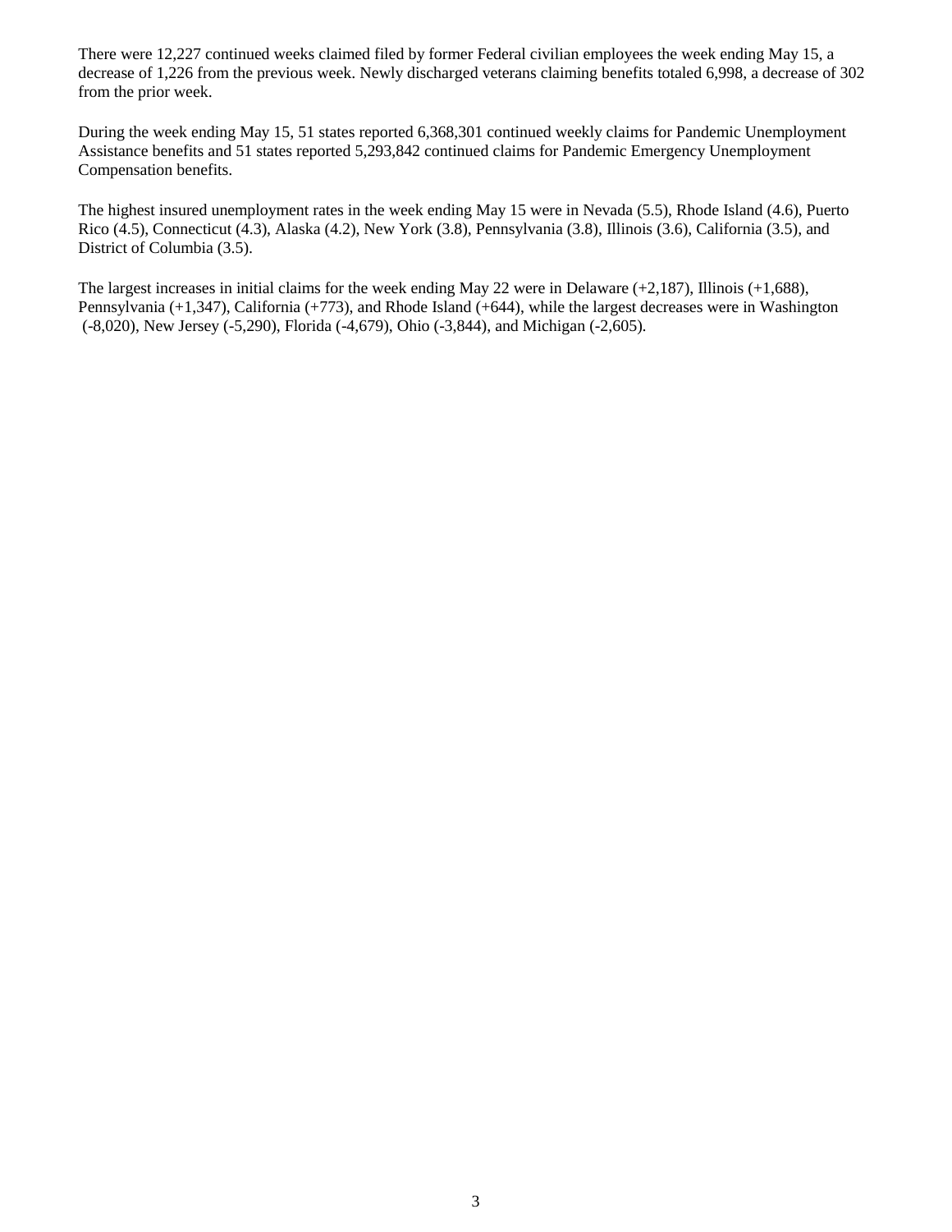There were 12,227 continued weeks claimed filed by former Federal civilian employees the week ending May 15, a decrease of 1,226 from the previous week. Newly discharged veterans claiming benefits totaled 6,998, a decrease of 302 from the prior week.

During the week ending May 15, 51 states reported 6,368,301 continued weekly claims for Pandemic Unemployment Assistance benefits and 51 states reported 5,293,842 continued claims for Pandemic Emergency Unemployment Compensation benefits.

The highest insured unemployment rates in the week ending May 15 were in Nevada (5.5), Rhode Island (4.6), Puerto Rico (4.5), Connecticut (4.3), Alaska (4.2), New York (3.8), Pennsylvania (3.8), Illinois (3.6), California (3.5), and District of Columbia (3.5).

The largest increases in initial claims for the week ending May 22 were in Delaware (+2,187), Illinois (+1,688), Pennsylvania (+1,347), California (+773), and Rhode Island (+644), while the largest decreases were in Washington (-8,020), New Jersey (-5,290), Florida (-4,679), Ohio (-3,844), and Michigan (-2,605).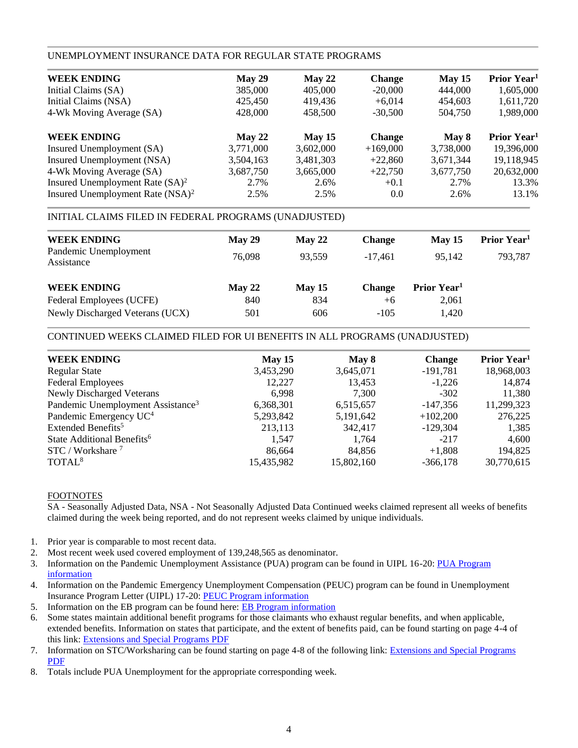## UNEMPLOYMENT INSURANCE DATA FOR REGULAR STATE PROGRAMS

| WEEK ENDING | May 29 | May 22 | Change | May 15 | Prior Year[1] |
|---|---|---|---|---|---|
| Initial Claims (SA) | 385,000 | 405,000 | -20,000 | 444,000 | 1,605,000 |
| Initial Claims (NSA) | 425,450 | 419,436 | +6,014 | 454,603 | 1,611,720 |
| 4-Wk Moving Average (SA) | 428,000 | 458,500 | -30,500 | 504,750 | 1,989,000 |

| WEEK ENDING | May 22 | May 15 | Change | May 8 | Prior Year[1] |
|---|---|---|---|---|---|
| Insured Unemployment (SA) | 3,771,000 | 3,602,000 | +169,000 | 3,738,000 | 19,396,000 |
| Insured Unemployment (NSA) | 3,504,163 | 3,481,303 | +22,860 | 3,671,344 | 19,118,945 |
| 4-Wk Moving Average (SA) | 3,687,750 | 3,665,000 | +22,750 | 3,677,750 | 20,632,000 |
| Insured Unemployment Rate (SA)[2] | 2.7% | 2.6% | +0.1 | 2.7% | 13.3% |
| Insured Unemployment Rate (NSA)[2] | 2.5% | 2.5% | 0.0 | 2.6% | 13.1% |

## INITIAL CLAIMS FILED IN FEDERAL PROGRAMS (UNADJUSTED)

| WEEK ENDING | May 29 | May 22 | Change | May 15 | Prior Year[1] |
|---|---|---|---|---|---|
| Pandemic Unemployment Assistance | 76,098 | 93,559 | -17,461 | 95,142 | 793,787 |

| WEEK ENDING | May 22 | May 15 | Change | Prior Year[1] |
|---|---|---|---|---|
| Federal Employees (UCFE) | 840 | 834 | +6 | 2,061 |
| Newly Discharged Veterans (UCX) | 501 | 606 | -105 | 1,420 |

## CONTINUED WEEKS CLAIMED FILED FOR UI BENEFITS IN ALL PROGRAMS (UNADJUSTED)

| WEEK ENDING | May 15 | May 8 | Change | Prior Year[1] |
|---|---|---|---|---|
| Regular State | 3,453,290 | 3,645,071 | -191,781 | 18,968,003 |
| Federal Employees | 12,227 | 13,453 | -1,226 | 14,874 |
| Newly Discharged Veterans | 6,998 | 7,300 | -302 | 11,380 |
| Pandemic Unemployment Assistance[3] | 6,368,301 | 6,515,657 | -147,356 | 11,299,323 |
| Pandemic Emergency UC[4] | 5,293,842 | 5,191,642 | +102,200 | 276,225 |
| Extended Benefits[5] | 213,113 | 342,417 | -129,304 | 1,385 |
| State Additional Benefits[6] | 1,547 | 1,764 | -217 | 4,600 |
| STC / Workshare [7] | 86,664 | 84,856 | +1,808 | 194,825 |
| TOTAL[8] | 15,435,982 | 15,802,160 | -366,178 | 30,770,615 |

### FOOTNOTES

SA - Seasonally Adjusted Data, NSA - Not Seasonally Adjusted Data Continued weeks claimed represent all weeks of benefits claimed during the week being reported, and do not represent weeks claimed by unique individuals.

1. Prior year is comparable to most recent data.
2. Most recent week used covered employment of 139,248,565 as denominator.
3. Information on the Pandemic Unemployment Assistance (PUA) program can be found in UIPL 16-20: PUA Program information
4. Information on the Pandemic Emergency Unemployment Compensation (PEUC) program can be found in Unemployment Insurance Program Letter (UIPL) 17-20: PEUC Program information
5. Information on the EB program can be found here: EB Program information
6. Some states maintain additional benefit programs for those claimants who exhaust regular benefits, and when applicable, extended benefits. Information on states that participate, and the extent of benefits paid, can be found starting on page 4-4 of this link: Extensions and Special Programs PDF
7. Information on STC/Worksharing can be found starting on page 4-8 of the following link: Extensions and Special Programs PDF
8. Totals include PUA Unemployment for the appropriate corresponding week.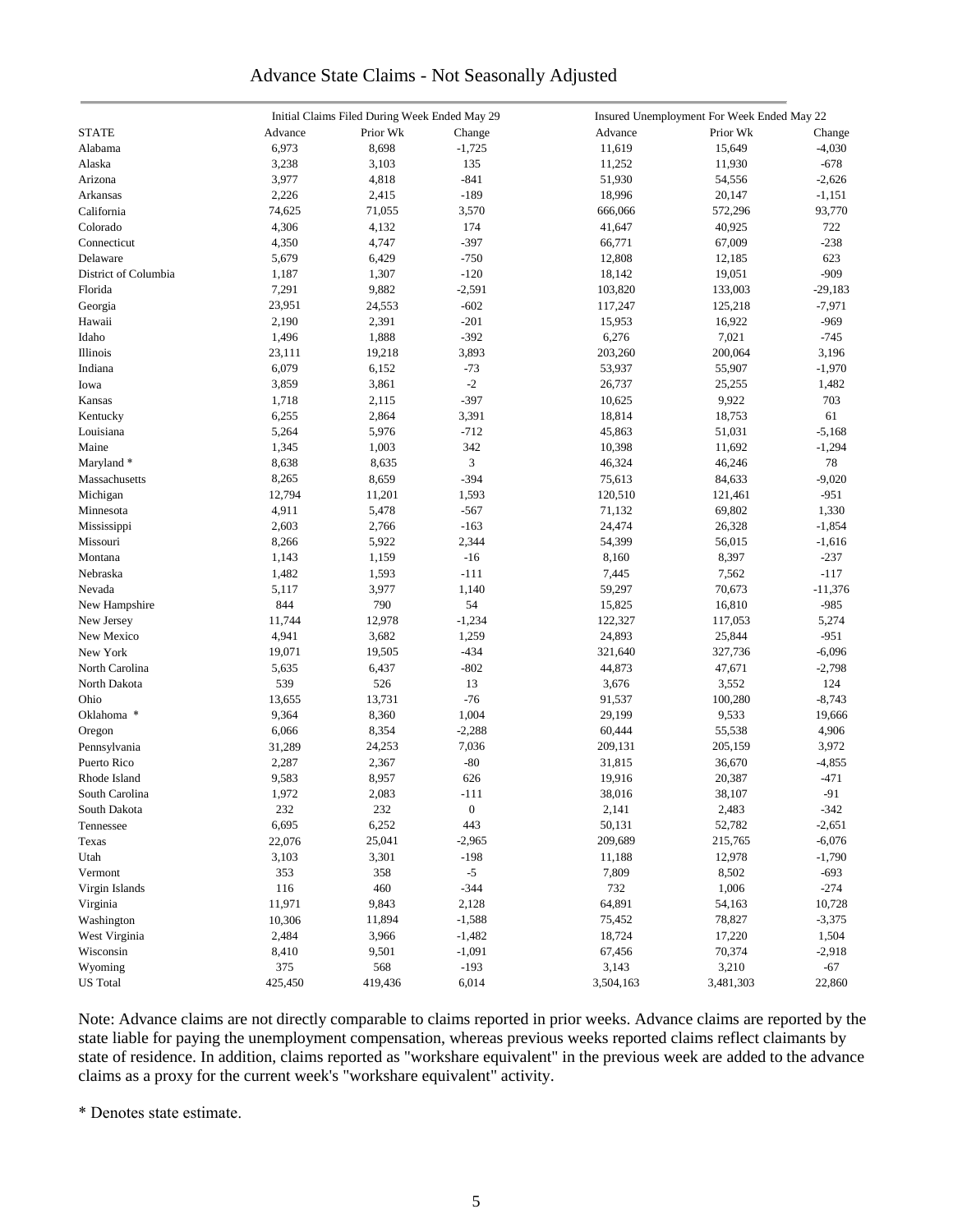# Advance State Claims - Not Seasonally Adjusted

| STATE | Initial Claims Filed During Week Ended May 29 | | | Insured Unemployment For Week Ended May 22 | | |
|---|---|---|---|---|---|---|
| | Advance | Prior Wk | Change | Advance | Prior Wk | Change |
| Alabama | 6,973 | 8,698 | -1,725 | 11,619 | 15,649 | -4,030 |
| Alaska | 3,238 | 3,103 | 135 | 11,252 | 11,930 | -678 |
| Arizona | 3,977 | 4,818 | -841 | 51,930 | 54,556 | -2,626 |
| Arkansas | 2,226 | 2,415 | -189 | 18,996 | 20,147 | -1,151 |
| California | 74,625 | 71,055 | 3,570 | 666,066 | 572,296 | 93,770 |
| Colorado | 4,306 | 4,132 | 174 | 41,647 | 40,925 | 722 |
| Connecticut | 4,350 | 4,747 | -397 | 66,771 | 67,009 | -238 |
| Delaware | 5,679 | 6,429 | -750 | 12,808 | 12,185 | 623 |
| District of Columbia | 1,187 | 1,307 | -120 | 18,142 | 19,051 | -909 |
| Florida | 7,291 | 9,882 | -2,591 | 103,820 | 133,003 | -29,183 |
| Georgia | 23,951 | 24,553 | -602 | 117,247 | 125,218 | -7,971 |
| Hawaii | 2,190 | 2,391 | -201 | 15,953 | 16,922 | -969 |
| Idaho | 1,496 | 1,888 | -392 | 6,276 | 7,021 | -745 |
| Illinois | 23,111 | 19,218 | 3,893 | 203,260 | 200,064 | 3,196 |
| Indiana | 6,079 | 6,152 | -73 | 53,937 | 55,907 | -1,970 |
| Iowa | 3,859 | 3,861 | -2 | 26,737 | 25,255 | 1,482 |
| Kansas | 1,718 | 2,115 | -397 | 10,625 | 9,922 | 703 |
| Kentucky | 6,255 | 2,864 | 3,391 | 18,814 | 18,753 | 61 |
| Louisiana | 5,264 | 5,976 | -712 | 45,863 | 51,031 | -5,168 |
| Maine | 1,345 | 1,003 | 342 | 10,398 | 11,692 | -1,294 |
| Maryland * | 8,638 | 8,635 | 3 | 46,324 | 46,246 | 78 |
| Massachusetts | 8,265 | 8,659 | -394 | 75,613 | 84,633 | -9,020 |
| Michigan | 12,794 | 11,201 | 1,593 | 120,510 | 121,461 | -951 |
| Minnesota | 4,911 | 5,478 | -567 | 71,132 | 69,802 | 1,330 |
| Mississippi | 2,603 | 2,766 | -163 | 24,474 | 26,328 | -1,854 |
| Missouri | 8,266 | 5,922 | 2,344 | 54,399 | 56,015 | -1,616 |
| Montana | 1,143 | 1,159 | -16 | 8,160 | 8,397 | -237 |
| Nebraska | 1,482 | 1,593 | -111 | 7,445 | 7,562 | -117 |
| Nevada | 5,117 | 3,977 | 1,140 | 59,297 | 70,673 | -11,376 |
| New Hampshire | 844 | 790 | 54 | 15,825 | 16,810 | -985 |
| New Jersey | 11,744 | 12,978 | -1,234 | 122,327 | 117,053 | 5,274 |
| New Mexico | 4,941 | 3,682 | 1,259 | 24,893 | 25,844 | -951 |
| New York | 19,071 | 19,505 | -434 | 321,640 | 327,736 | -6,096 |
| North Carolina | 5,635 | 6,437 | -802 | 44,873 | 47,671 | -2,798 |
| North Dakota | 539 | 526 | 13 | 3,676 | 3,552 | 124 |
| Ohio | 13,655 | 13,731 | -76 | 91,537 | 100,280 | -8,743 |
| Oklahoma * | 9,364 | 8,360 | 1,004 | 29,199 | 9,533 | 19,666 |
| Oregon | 6,066 | 8,354 | -2,288 | 60,444 | 55,538 | 4,906 |
| Pennsylvania | 31,289 | 24,253 | 7,036 | 209,131 | 205,159 | 3,972 |
| Puerto Rico | 2,287 | 2,367 | -80 | 31,815 | 36,670 | -4,855 |
| Rhode Island | 9,583 | 8,957 | 626 | 19,916 | 20,387 | -471 |
| South Carolina | 1,972 | 2,083 | -111 | 38,016 | 38,107 | -91 |
| South Dakota | 232 | 232 | 0 | 2,141 | 2,483 | -342 |
| Tennessee | 6,695 | 6,252 | 443 | 50,131 | 52,782 | -2,651 |
| Texas | 22,076 | 25,041 | -2,965 | 209,689 | 215,765 | -6,076 |
| Utah | 3,103 | 3,301 | -198 | 11,188 | 12,978 | -1,790 |
| Vermont | 353 | 358 | -5 | 7,809 | 8,502 | -693 |
| Virgin Islands | 116 | 460 | -344 | 732 | 1,006 | -274 |
| Virginia | 11,971 | 9,843 | 2,128 | 64,891 | 54,163 | 10,728 |
| Washington | 10,306 | 11,894 | -1,588 | 75,452 | 78,827 | -3,375 |
| West Virginia | 2,484 | 3,966 | -1,482 | 18,724 | 17,220 | 1,504 |
| Wisconsin | 8,410 | 9,501 | -1,091 | 67,456 | 70,374 | -2,918 |
| Wyoming | 375 | 568 | -193 | 3,143 | 3,210 | -67 |
| US Total | 425,450 | 419,436 | 6,014 | 3,504,163 | 3,481,303 | 22,860 |

Note: Advance claims are not directly comparable to claims reported in prior weeks. Advance claims are reported by the state liable for paying the unemployment compensation, whereas previous weeks reported claims reflect claimants by state of residence. In addition, claims reported as "workshare equivalent" in the previous week are added to the advance claims as a proxy for the current week's "workshare equivalent" activity.

* Denotes state estimate.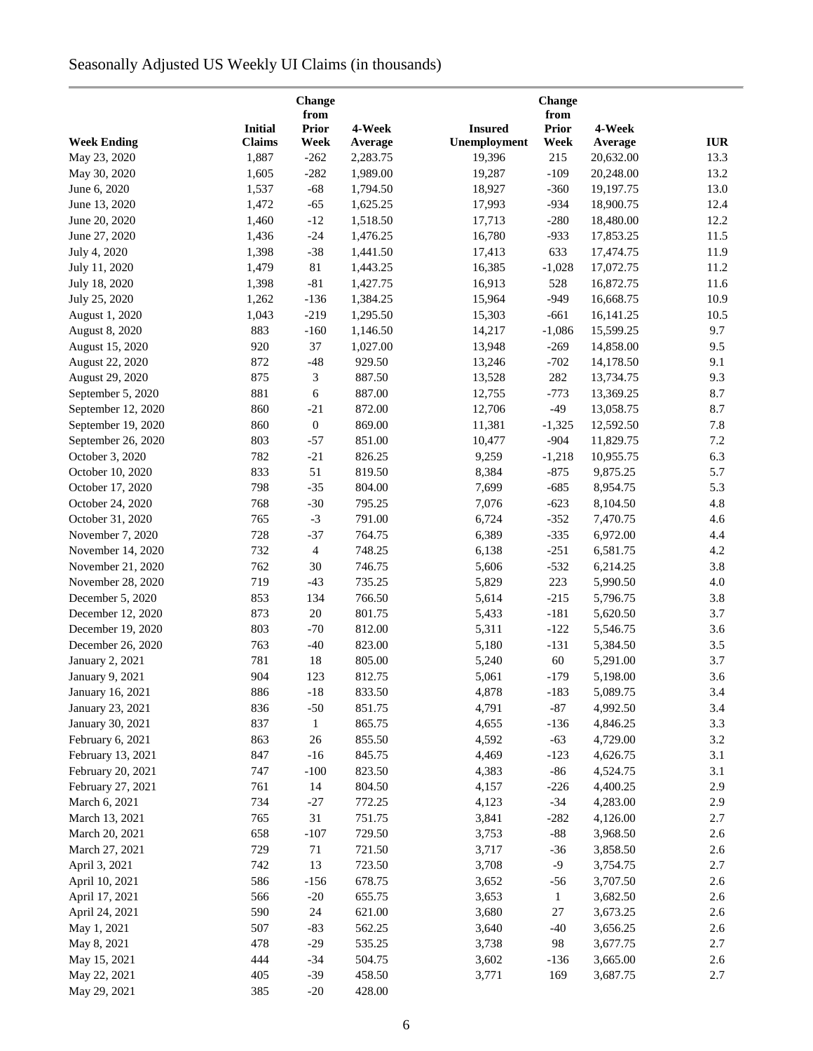Seasonally Adjusted US Weekly UI Claims (in thousands)

| Week Ending | Initial Claims | Change from Prior Week | 4-Week Average | Insured Unemployment | Change from Prior Week | 4-Week Average | IUR |
|---|---|---|---|---|---|---|---|
| May 23, 2020 | 1,887 | -262 | 2,283.75 | 19,396 | 215 | 20,632.00 | 13.3 |
| May 30, 2020 | 1,605 | -282 | 1,989.00 | 19,287 | -109 | 20,248.00 | 13.2 |
| June 6, 2020 | 1,537 | -68 | 1,794.50 | 18,927 | -360 | 19,197.75 | 13.0 |
| June 13, 2020 | 1,472 | -65 | 1,625.25 | 17,993 | -934 | 18,900.75 | 12.4 |
| June 20, 2020 | 1,460 | -12 | 1,518.50 | 17,713 | -280 | 18,480.00 | 12.2 |
| June 27, 2020 | 1,436 | -24 | 1,476.25 | 16,780 | -933 | 17,853.25 | 11.5 |
| July 4, 2020 | 1,398 | -38 | 1,441.50 | 17,413 | 633 | 17,474.75 | 11.9 |
| July 11, 2020 | 1,479 | 81 | 1,443.25 | 16,385 | -1,028 | 17,072.75 | 11.2 |
| July 18, 2020 | 1,398 | -81 | 1,427.75 | 16,913 | 528 | 16,872.75 | 11.6 |
| July 25, 2020 | 1,262 | -136 | 1,384.25 | 15,964 | -949 | 16,668.75 | 10.9 |
| August 1, 2020 | 1,043 | -219 | 1,295.50 | 15,303 | -661 | 16,141.25 | 10.5 |
| August 8, 2020 | 883 | -160 | 1,146.50 | 14,217 | -1,086 | 15,599.25 | 9.7 |
| August 15, 2020 | 920 | 37 | 1,027.00 | 13,948 | -269 | 14,858.00 | 9.5 |
| August 22, 2020 | 872 | -48 | 929.50 | 13,246 | -702 | 14,178.50 | 9.1 |
| August 29, 2020 | 875 | 3 | 887.50 | 13,528 | 282 | 13,734.75 | 9.3 |
| September 5, 2020 | 881 | 6 | 887.00 | 12,755 | -773 | 13,369.25 | 8.7 |
| September 12, 2020 | 860 | -21 | 872.00 | 12,706 | -49 | 13,058.75 | 8.7 |
| September 19, 2020 | 860 | 0 | 869.00 | 11,381 | -1,325 | 12,592.50 | 7.8 |
| September 26, 2020 | 803 | -57 | 851.00 | 10,477 | -904 | 11,829.75 | 7.2 |
| October 3, 2020 | 782 | -21 | 826.25 | 9,259 | -1,218 | 10,955.75 | 6.3 |
| October 10, 2020 | 833 | 51 | 819.50 | 8,384 | -875 | 9,875.25 | 5.7 |
| October 17, 2020 | 798 | -35 | 804.00 | 7,699 | -685 | 8,954.75 | 5.3 |
| October 24, 2020 | 768 | -30 | 795.25 | 7,076 | -623 | 8,104.50 | 4.8 |
| October 31, 2020 | 765 | -3 | 791.00 | 6,724 | -352 | 7,470.75 | 4.6 |
| November 7, 2020 | 728 | -37 | 764.75 | 6,389 | -335 | 6,972.00 | 4.4 |
| November 14, 2020 | 732 | 4 | 748.25 | 6,138 | -251 | 6,581.75 | 4.2 |
| November 21, 2020 | 762 | 30 | 746.75 | 5,606 | -532 | 6,214.25 | 3.8 |
| November 28, 2020 | 719 | -43 | 735.25 | 5,829 | 223 | 5,990.50 | 4.0 |
| December 5, 2020 | 853 | 134 | 766.50 | 5,614 | -215 | 5,796.75 | 3.8 |
| December 12, 2020 | 873 | 20 | 801.75 | 5,433 | -181 | 5,620.50 | 3.7 |
| December 19, 2020 | 803 | -70 | 812.00 | 5,311 | -122 | 5,546.75 | 3.6 |
| December 26, 2020 | 763 | -40 | 823.00 | 5,180 | -131 | 5,384.50 | 3.5 |
| January 2, 2021 | 781 | 18 | 805.00 | 5,240 | 60 | 5,291.00 | 3.7 |
| January 9, 2021 | 904 | 123 | 812.75 | 5,061 | -179 | 5,198.00 | 3.6 |
| January 16, 2021 | 886 | -18 | 833.50 | 4,878 | -183 | 5,089.75 | 3.4 |
| January 23, 2021 | 836 | -50 | 851.75 | 4,791 | -87 | 4,992.50 | 3.4 |
| January 30, 2021 | 837 | 1 | 865.75 | 4,655 | -136 | 4,846.25 | 3.3 |
| February 6, 2021 | 863 | 26 | 855.50 | 4,592 | -63 | 4,729.00 | 3.2 |
| February 13, 2021 | 847 | -16 | 845.75 | 4,469 | -123 | 4,626.75 | 3.1 |
| February 20, 2021 | 747 | -100 | 823.50 | 4,383 | -86 | 4,524.75 | 3.1 |
| February 27, 2021 | 761 | 14 | 804.50 | 4,157 | -226 | 4,400.25 | 2.9 |
| March 6, 2021 | 734 | -27 | 772.25 | 4,123 | -34 | 4,283.00 | 2.9 |
| March 13, 2021 | 765 | 31 | 751.75 | 3,841 | -282 | 4,126.00 | 2.7 |
| March 20, 2021 | 658 | -107 | 729.50 | 3,753 | -88 | 3,968.50 | 2.6 |
| March 27, 2021 | 729 | 71 | 721.50 | 3,717 | -36 | 3,858.50 | 2.6 |
| April 3, 2021 | 742 | 13 | 723.50 | 3,708 | -9 | 3,754.75 | 2.7 |
| April 10, 2021 | 586 | -156 | 678.75 | 3,652 | -56 | 3,707.50 | 2.6 |
| April 17, 2021 | 566 | -20 | 655.75 | 3,653 | 1 | 3,682.50 | 2.6 |
| April 24, 2021 | 590 | 24 | 621.00 | 3,680 | 27 | 3,673.25 | 2.6 |
| May 1, 2021 | 507 | -83 | 562.25 | 3,640 | -40 | 3,656.25 | 2.6 |
| May 8, 2021 | 478 | -29 | 535.25 | 3,738 | 98 | 3,677.75 | 2.7 |
| May 15, 2021 | 444 | -34 | 504.75 | 3,602 | -136 | 3,665.00 | 2.6 |
| May 22, 2021 | 405 | -39 | 458.50 | 3,771 | 169 | 3,687.75 | 2.7 |
| May 29, 2021 | 385 | -20 | 428.00 | | | | |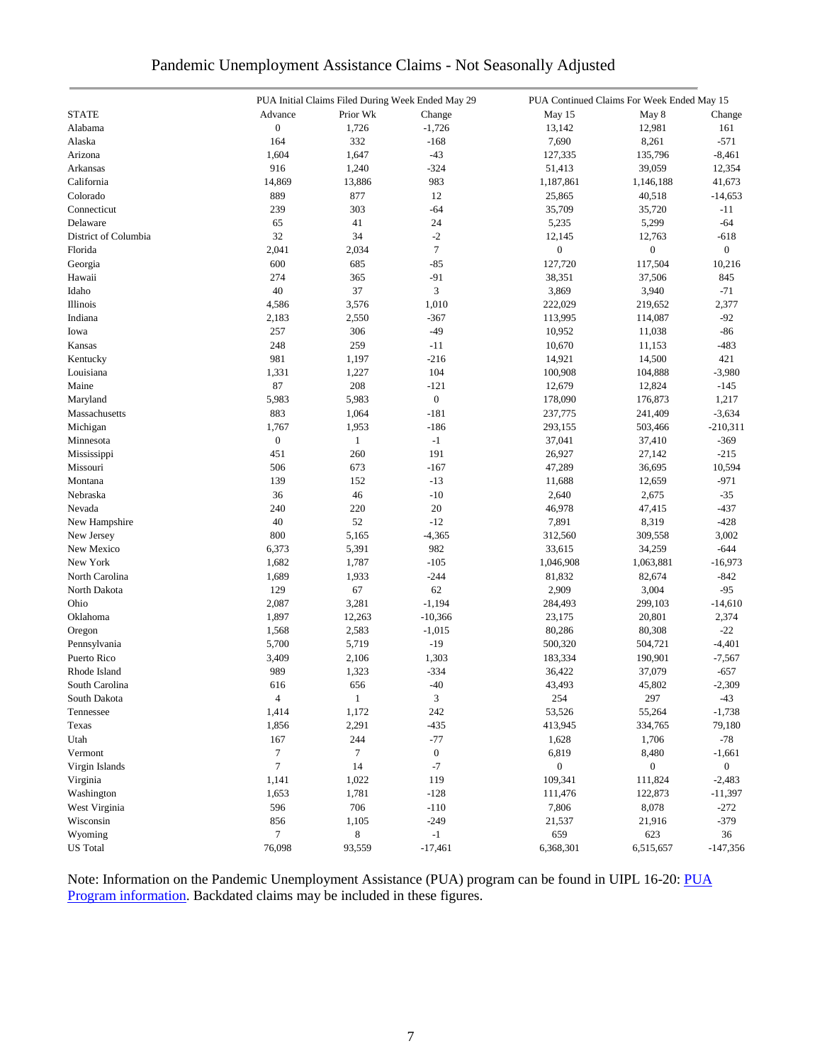# Pandemic Unemployment Assistance Claims - Not Seasonally Adjusted

| | PUA Initial Claims Filed During Week Ended May 29 | | | PUA Continued Claims For Week Ended May 15 | | |
|---|---|---|---|---|---|---|
| STATE | Advance | Prior Wk | Change | May 15 | May 8 | Change |
| Alabama | 0 | 1,726 | -1,726 | 13,142 | 12,981 | 161 |
| Alaska | 164 | 332 | -168 | 7,690 | 8,261 | -571 |
| Arizona | 1,604 | 1,647 | -43 | 127,335 | 135,796 | -8,461 |
| Arkansas | 916 | 1,240 | -324 | 51,413 | 39,059 | 12,354 |
| California | 14,869 | 13,886 | 983 | 1,187,861 | 1,146,188 | 41,673 |
| Colorado | 889 | 877 | 12 | 25,865 | 40,518 | -14,653 |
| Connecticut | 239 | 303 | -64 | 35,709 | 35,720 | -11 |
| Delaware | 65 | 41 | 24 | 5,235 | 5,299 | -64 |
| District of Columbia | 32 | 34 | -2 | 12,145 | 12,763 | -618 |
| Florida | 2,041 | 2,034 | 7 | 0 | 0 | 0 |
| Georgia | 600 | 685 | -85 | 127,720 | 117,504 | 10,216 |
| Hawaii | 274 | 365 | -91 | 38,351 | 37,506 | 845 |
| Idaho | 40 | 37 | 3 | 3,869 | 3,940 | -71 |
| Illinois | 4,586 | 3,576 | 1,010 | 222,029 | 219,652 | 2,377 |
| Indiana | 2,183 | 2,550 | -367 | 113,995 | 114,087 | -92 |
| Iowa | 257 | 306 | -49 | 10,952 | 11,038 | -86 |
| Kansas | 248 | 259 | -11 | 10,670 | 11,153 | -483 |
| Kentucky | 981 | 1,197 | -216 | 14,921 | 14,500 | 421 |
| Louisiana | 1,331 | 1,227 | 104 | 100,908 | 104,888 | -3,980 |
| Maine | 87 | 208 | -121 | 12,679 | 12,824 | -145 |
| Maryland | 5,983 | 5,983 | 0 | 178,090 | 176,873 | 1,217 |
| Massachusetts | 883 | 1,064 | -181 | 237,775 | 241,409 | -3,634 |
| Michigan | 1,767 | 1,953 | -186 | 293,155 | 503,466 | -210,311 |
| Minnesota | 0 | 1 | -1 | 37,041 | 37,410 | -369 |
| Mississippi | 451 | 260 | 191 | 26,927 | 27,142 | -215 |
| Missouri | 506 | 673 | -167 | 47,289 | 36,695 | 10,594 |
| Montana | 139 | 152 | -13 | 11,688 | 12,659 | -971 |
| Nebraska | 36 | 46 | -10 | 2,640 | 2,675 | -35 |
| Nevada | 240 | 220 | 20 | 46,978 | 47,415 | -437 |
| New Hampshire | 40 | 52 | -12 | 7,891 | 8,319 | -428 |
| New Jersey | 800 | 5,165 | -4,365 | 312,560 | 309,558 | 3,002 |
| New Mexico | 6,373 | 5,391 | 982 | 33,615 | 34,259 | -644 |
| New York | 1,682 | 1,787 | -105 | 1,046,908 | 1,063,881 | -16,973 |
| North Carolina | 1,689 | 1,933 | -244 | 81,832 | 82,674 | -842 |
| North Dakota | 129 | 67 | 62 | 2,909 | 3,004 | -95 |
| Ohio | 2,087 | 3,281 | -1,194 | 284,493 | 299,103 | -14,610 |
| Oklahoma | 1,897 | 12,263 | -10,366 | 23,175 | 20,801 | 2,374 |
| Oregon | 1,568 | 2,583 | -1,015 | 80,286 | 80,308 | -22 |
| Pennsylvania | 5,700 | 5,719 | -19 | 500,320 | 504,721 | -4,401 |
| Puerto Rico | 3,409 | 2,106 | 1,303 | 183,334 | 190,901 | -7,567 |
| Rhode Island | 989 | 1,323 | -334 | 36,422 | 37,079 | -657 |
| South Carolina | 616 | 656 | -40 | 43,493 | 45,802 | -2,309 |
| South Dakota | 4 | 1 | 3 | 254 | 297 | -43 |
| Tennessee | 1,414 | 1,172 | 242 | 53,526 | 55,264 | -1,738 |
| Texas | 1,856 | 2,291 | -435 | 413,945 | 334,765 | 79,180 |
| Utah | 167 | 244 | -77 | 1,628 | 1,706 | -78 |
| Vermont | 7 | 7 | 0 | 6,819 | 8,480 | -1,661 |
| Virgin Islands | 7 | 14 | -7 | 0 | 0 | 0 |
| Virginia | 1,141 | 1,022 | 119 | 109,341 | 111,824 | -2,483 |
| Washington | 1,653 | 1,781 | -128 | 111,476 | 122,873 | -11,397 |
| West Virginia | 596 | 706 | -110 | 7,806 | 8,078 | -272 |
| Wisconsin | 856 | 1,105 | -249 | 21,537 | 21,916 | -379 |
| Wyoming | 7 | 8 | -1 | 659 | 623 | 36 |
| US Total | 76,098 | 93,559 | -17,461 | 6,368,301 | 6,515,657 | -147,356 |

Note: Information on the Pandemic Unemployment Assistance (PUA) program can be found in UIPL 16-20: PUA Program information. Backdated claims may be included in these figures.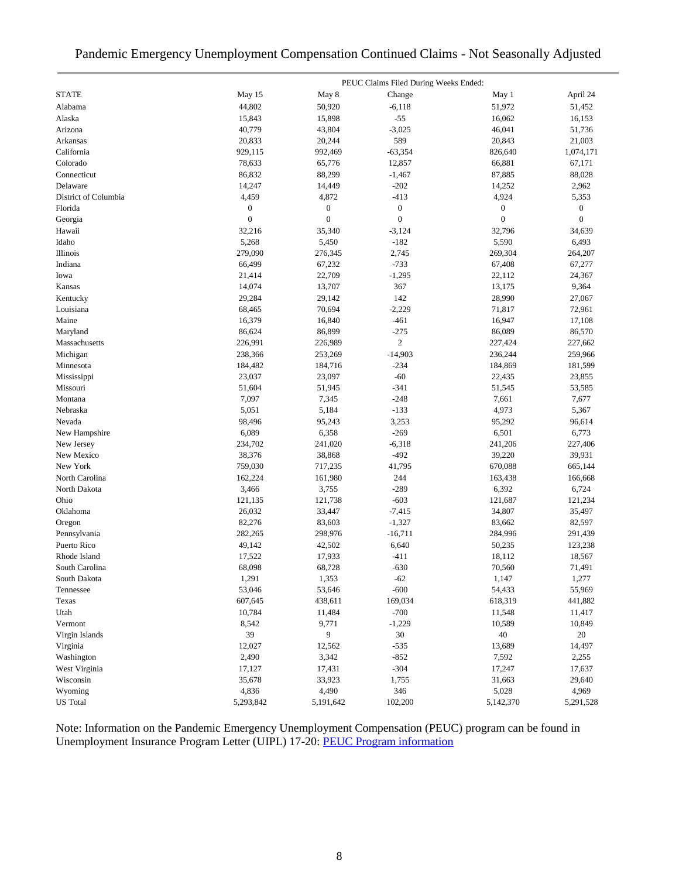# Pandemic Emergency Unemployment Compensation Continued Claims - Not Seasonally Adjusted

| | PEUC Claims Filed During Weeks Ended: | | | | |
|---|---|---|---|---|---|
| STATE | May 15 | May 8 | Change | May 1 | April 24 |
| Alabama | 44,802 | 50,920 | -6,118 | 51,972 | 51,452 |
| Alaska | 15,843 | 15,898 | -55 | 16,062 | 16,153 |
| Arizona | 40,779 | 43,804 | -3,025 | 46,041 | 51,736 |
| Arkansas | 20,833 | 20,244 | 589 | 20,843 | 21,003 |
| California | 929,115 | 992,469 | -63,354 | 826,640 | 1,074,171 |
| Colorado | 78,633 | 65,776 | 12,857 | 66,881 | 67,171 |
| Connecticut | 86,832 | 88,299 | -1,467 | 87,885 | 88,028 |
| Delaware | 14,247 | 14,449 | -202 | 14,252 | 2,962 |
| District of Columbia | 4,459 | 4,872 | -413 | 4,924 | 5,353 |
| Florida | 0 | 0 | 0 | 0 | 0 |
| Georgia | 0 | 0 | 0 | 0 | 0 |
| Hawaii | 32,216 | 35,340 | -3,124 | 32,796 | 34,639 |
| Idaho | 5,268 | 5,450 | -182 | 5,590 | 6,493 |
| Illinois | 279,090 | 276,345 | 2,745 | 269,304 | 264,207 |
| Indiana | 66,499 | 67,232 | -733 | 67,408 | 67,277 |
| Iowa | 21,414 | 22,709 | -1,295 | 22,112 | 24,367 |
| Kansas | 14,074 | 13,707 | 367 | 13,175 | 9,364 |
| Kentucky | 29,284 | 29,142 | 142 | 28,990 | 27,067 |
| Louisiana | 68,465 | 70,694 | -2,229 | 71,817 | 72,961 |
| Maine | 16,379 | 16,840 | -461 | 16,947 | 17,108 |
| Maryland | 86,624 | 86,899 | -275 | 86,089 | 86,570 |
| Massachusetts | 226,991 | 226,989 | 2 | 227,424 | 227,662 |
| Michigan | 238,366 | 253,269 | -14,903 | 236,244 | 259,966 |
| Minnesota | 184,482 | 184,716 | -234 | 184,869 | 181,599 |
| Mississippi | 23,037 | 23,097 | -60 | 22,435 | 23,855 |
| Missouri | 51,604 | 51,945 | -341 | 51,545 | 53,585 |
| Montana | 7,097 | 7,345 | -248 | 7,661 | 7,677 |
| Nebraska | 5,051 | 5,184 | -133 | 4,973 | 5,367 |
| Nevada | 98,496 | 95,243 | 3,253 | 95,292 | 96,614 |
| New Hampshire | 6,089 | 6,358 | -269 | 6,501 | 6,773 |
| New Jersey | 234,702 | 241,020 | -6,318 | 241,206 | 227,406 |
| New Mexico | 38,376 | 38,868 | -492 | 39,220 | 39,931 |
| New York | 759,030 | 717,235 | 41,795 | 670,088 | 665,144 |
| North Carolina | 162,224 | 161,980 | 244 | 163,438 | 166,668 |
| North Dakota | 3,466 | 3,755 | -289 | 6,392 | 6,724 |
| Ohio | 121,135 | 121,738 | -603 | 121,687 | 121,234 |
| Oklahoma | 26,032 | 33,447 | -7,415 | 34,807 | 35,497 |
| Oregon | 82,276 | 83,603 | -1,327 | 83,662 | 82,597 |
| Pennsylvania | 282,265 | 298,976 | -16,711 | 284,996 | 291,439 |
| Puerto Rico | 49,142 | 42,502 | 6,640 | 50,235 | 123,238 |
| Rhode Island | 17,522 | 17,933 | -411 | 18,112 | 18,567 |
| South Carolina | 68,098 | 68,728 | -630 | 70,560 | 71,491 |
| South Dakota | 1,291 | 1,353 | -62 | 1,147 | 1,277 |
| Tennessee | 53,046 | 53,646 | -600 | 54,433 | 55,969 |
| Texas | 607,645 | 438,611 | 169,034 | 618,319 | 441,882 |
| Utah | 10,784 | 11,484 | -700 | 11,548 | 11,417 |
| Vermont | 8,542 | 9,771 | -1,229 | 10,589 | 10,849 |
| Virgin Islands | 39 | 9 | 30 | 40 | 20 |
| Virginia | 12,027 | 12,562 | -535 | 13,689 | 14,497 |
| Washington | 2,490 | 3,342 | -852 | 7,592 | 2,255 |
| West Virginia | 17,127 | 17,431 | -304 | 17,247 | 17,637 |
| Wisconsin | 35,678 | 33,923 | 1,755 | 31,663 | 29,640 |
| Wyoming | 4,836 | 4,490 | 346 | 5,028 | 4,969 |
| US Total | 5,293,842 | 5,191,642 | 102,200 | 5,142,370 | 5,291,528 |

Note: Information on the Pandemic Emergency Unemployment Compensation (PEUC) program can be found in Unemployment Insurance Program Letter (UIPL) 17-20: PEUC Program information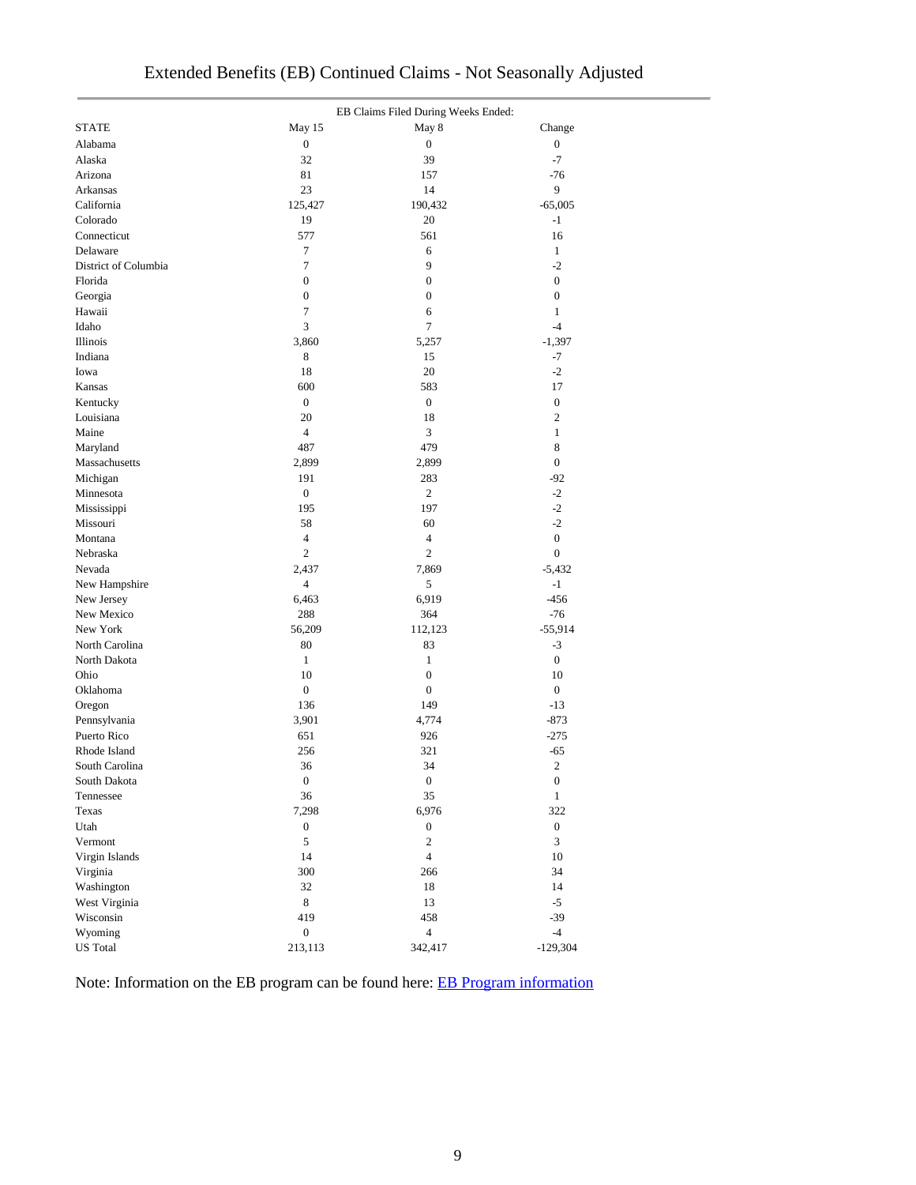# Extended Benefits (EB) Continued Claims - Not Seasonally Adjusted

| STATE | EB Claims Filed During Weeks Ended: May 15 | May 8 | Change |
|---|---|---|---|
| Alabama | 0 | 0 | 0 |
| Alaska | 32 | 39 | -7 |
| Arizona | 81 | 157 | -76 |
| Arkansas | 23 | 14 | 9 |
| California | 125,427 | 190,432 | -65,005 |
| Colorado | 19 | 20 | -1 |
| Connecticut | 577 | 561 | 16 |
| Delaware | 7 | 6 | 1 |
| District of Columbia | 7 | 9 | -2 |
| Florida | 0 | 0 | 0 |
| Georgia | 0 | 0 | 0 |
| Hawaii | 7 | 6 | 1 |
| Idaho | 3 | 7 | -4 |
| Illinois | 3,860 | 5,257 | -1,397 |
| Indiana | 8 | 15 | -7 |
| Iowa | 18 | 20 | -2 |
| Kansas | 600 | 583 | 17 |
| Kentucky | 0 | 0 | 0 |
| Louisiana | 20 | 18 | 2 |
| Maine | 4 | 3 | 1 |
| Maryland | 487 | 479 | 8 |
| Massachusetts | 2,899 | 2,899 | 0 |
| Michigan | 191 | 283 | -92 |
| Minnesota | 0 | 2 | -2 |
| Mississippi | 195 | 197 | -2 |
| Missouri | 58 | 60 | -2 |
| Montana | 4 | 4 | 0 |
| Nebraska | 2 | 2 | 0 |
| Nevada | 2,437 | 7,869 | -5,432 |
| New Hampshire | 4 | 5 | -1 |
| New Jersey | 6,463 | 6,919 | -456 |
| New Mexico | 288 | 364 | -76 |
| New York | 56,209 | 112,123 | -55,914 |
| North Carolina | 80 | 83 | -3 |
| North Dakota | 1 | 1 | 0 |
| Ohio | 10 | 0 | 10 |
| Oklahoma | 0 | 0 | 0 |
| Oregon | 136 | 149 | -13 |
| Pennsylvania | 3,901 | 4,774 | -873 |
| Puerto Rico | 651 | 926 | -275 |
| Rhode Island | 256 | 321 | -65 |
| South Carolina | 36 | 34 | 2 |
| South Dakota | 0 | 0 | 0 |
| Tennessee | 36 | 35 | 1 |
| Texas | 7,298 | 6,976 | 322 |
| Utah | 0 | 0 | 0 |
| Vermont | 5 | 2 | 3 |
| Virgin Islands | 14 | 4 | 10 |
| Virginia | 300 | 266 | 34 |
| Washington | 32 | 18 | 14 |
| West Virginia | 8 | 13 | -5 |
| Wisconsin | 419 | 458 | -39 |
| Wyoming | 0 | 4 | -4 |
| US Total | 213,113 | 342,417 | -129,304 |

Note: Information on the EB program can be found here: EB Program information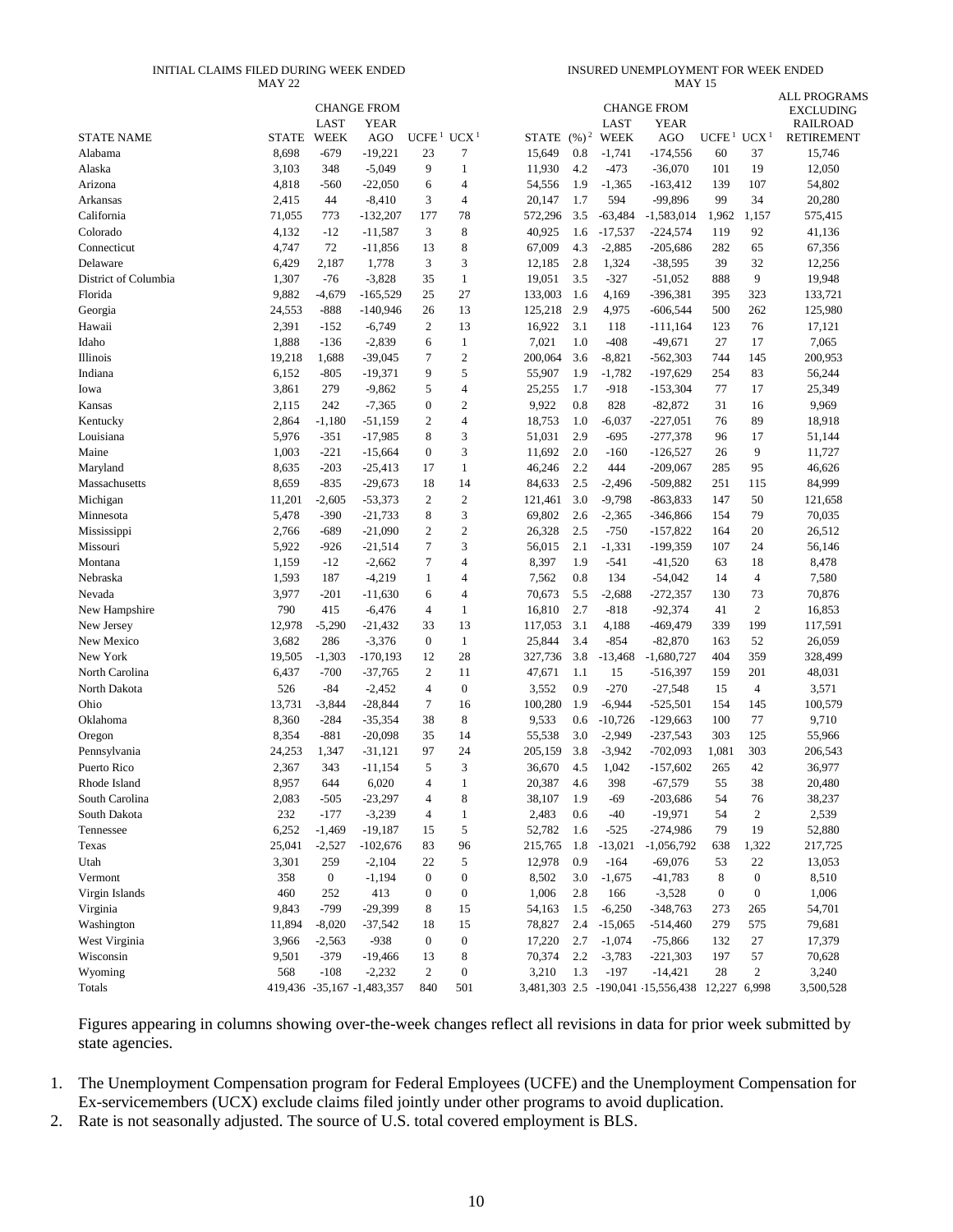| | INITIAL CLAIMS FILED DURING WEEK ENDED MAY 22 | | | | | INSURED UNEMPLOYMENT FOR WEEK ENDED MAY 15 | | | | | | |
|---|---|---|---|---|---|---|---|---|---|---|---|---|
| | | CHANGE FROM | | | | | | CHANGE FROM | | | | ALL PROGRAMS EXCLUDING RAILROAD RETIREMENT |
| STATE NAME | STATE | LAST WEEK | YEAR AGO | UCFE [1] | UCX [1] | STATE | (%) [2] | LAST WEEK | YEAR AGO | UCFE [1] | UCX [1] | |
| Alabama | 8,698 | -679 | -19,221 | 23 | 7 | 15,649 | 0.8 | -1,741 | -174,556 | 60 | 37 | 15,746 |
| Alaska | 3,103 | 348 | -5,049 | 9 | 1 | 11,930 | 4.2 | -473 | -36,070 | 101 | 19 | 12,050 |
| Arizona | 4,818 | -560 | -22,050 | 6 | 4 | 54,556 | 1.9 | -1,365 | -163,412 | 139 | 107 | 54,802 |
| Arkansas | 2,415 | 44 | -8,410 | 3 | 4 | 20,147 | 1.7 | 594 | -99,896 | 99 | 34 | 20,280 |
| California | 71,055 | 773 | -132,207 | 177 | 78 | 572,296 | 3.5 | -63,484 | -1,583,014 | 1,962 | 1,157 | 575,415 |
| Colorado | 4,132 | -12 | -11,587 | 3 | 8 | 40,925 | 1.6 | -17,537 | -224,574 | 119 | 92 | 41,136 |
| Connecticut | 4,747 | 72 | -11,856 | 13 | 8 | 67,009 | 4.3 | -2,885 | -205,686 | 282 | 65 | 67,356 |
| Delaware | 6,429 | 2,187 | 1,778 | 3 | 3 | 12,185 | 2.8 | 1,324 | -38,595 | 39 | 32 | 12,256 |
| District of Columbia | 1,307 | -76 | -3,828 | 35 | 1 | 19,051 | 3.5 | -327 | -51,052 | 888 | 9 | 19,948 |
| Florida | 9,882 | -4,679 | -165,529 | 25 | 27 | 133,003 | 1.6 | 4,169 | -396,381 | 395 | 323 | 133,721 |
| Georgia | 24,553 | -888 | -140,946 | 26 | 13 | 125,218 | 2.9 | 4,975 | -606,544 | 500 | 262 | 125,980 |
| Hawaii | 2,391 | -152 | -6,749 | 2 | 13 | 16,922 | 3.1 | 118 | -111,164 | 123 | 76 | 17,121 |
| Idaho | 1,888 | -136 | -2,839 | 6 | 1 | 7,021 | 1.0 | -408 | -49,671 | 27 | 17 | 7,065 |
| Illinois | 19,218 | 1,688 | -39,045 | 7 | 2 | 200,064 | 3.6 | -8,821 | -562,303 | 744 | 145 | 200,953 |
| Indiana | 6,152 | -805 | -19,371 | 9 | 5 | 55,907 | 1.9 | -1,782 | -197,629 | 254 | 83 | 56,244 |
| Iowa | 3,861 | 279 | -9,862 | 5 | 4 | 25,255 | 1.7 | -918 | -153,304 | 77 | 17 | 25,349 |
| Kansas | 2,115 | 242 | -7,365 | 0 | 2 | 9,922 | 0.8 | 828 | -82,872 | 31 | 16 | 9,969 |
| Kentucky | 2,864 | -1,180 | -51,159 | 2 | 4 | 18,753 | 1.0 | -6,037 | -227,051 | 76 | 89 | 18,918 |
| Louisiana | 5,976 | -351 | -17,985 | 8 | 3 | 51,031 | 2.9 | -695 | -277,378 | 96 | 17 | 51,144 |
| Maine | 1,003 | -221 | -15,664 | 0 | 3 | 11,692 | 2.0 | -160 | -126,527 | 26 | 9 | 11,727 |
| Maryland | 8,635 | -203 | -25,413 | 17 | 1 | 46,246 | 2.2 | 444 | -209,067 | 285 | 95 | 46,626 |
| Massachusetts | 8,659 | -835 | -29,673 | 18 | 14 | 84,633 | 2.5 | -2,496 | -509,882 | 251 | 115 | 84,999 |
| Michigan | 11,201 | -2,605 | -53,373 | 2 | 2 | 121,461 | 3.0 | -9,798 | -863,833 | 147 | 50 | 121,658 |
| Minnesota | 5,478 | -390 | -21,733 | 8 | 3 | 69,802 | 2.6 | -2,365 | -346,866 | 154 | 79 | 70,035 |
| Mississippi | 2,766 | -689 | -21,090 | 2 | 2 | 26,328 | 2.5 | -750 | -157,822 | 164 | 20 | 26,512 |
| Missouri | 5,922 | -926 | -21,514 | 7 | 3 | 56,015 | 2.1 | -1,331 | -199,359 | 107 | 24 | 56,146 |
| Montana | 1,159 | -12 | -2,662 | 7 | 4 | 8,397 | 1.9 | -541 | -41,520 | 63 | 18 | 8,478 |
| Nebraska | 1,593 | 187 | -4,219 | 1 | 4 | 7,562 | 0.8 | 134 | -54,042 | 14 | 4 | 7,580 |
| Nevada | 3,977 | -201 | -11,630 | 6 | 4 | 70,673 | 5.5 | -2,688 | -272,357 | 130 | 73 | 70,876 |
| New Hampshire | 790 | 415 | -6,476 | 4 | 1 | 16,810 | 2.7 | -818 | -92,374 | 41 | 2 | 16,853 |
| New Jersey | 12,978 | -5,290 | -21,432 | 33 | 13 | 117,053 | 3.1 | 4,188 | -469,479 | 339 | 199 | 117,591 |
| New Mexico | 3,682 | 286 | -3,376 | 0 | 1 | 25,844 | 3.4 | -854 | -82,870 | 163 | 52 | 26,059 |
| New York | 19,505 | -1,303 | -170,193 | 12 | 28 | 327,736 | 3.8 | -13,468 | -1,680,727 | 404 | 359 | 328,499 |
| North Carolina | 6,437 | -700 | -37,765 | 2 | 11 | 47,671 | 1.1 | 15 | -516,397 | 159 | 201 | 48,031 |
| North Dakota | 526 | -84 | -2,452 | 4 | 0 | 3,552 | 0.9 | -270 | -27,548 | 15 | 4 | 3,571 |
| Ohio | 13,731 | -3,844 | -28,844 | 7 | 16 | 100,280 | 1.9 | -6,944 | -525,501 | 154 | 145 | 100,579 |
| Oklahoma | 8,360 | -284 | -35,354 | 38 | 8 | 9,533 | 0.6 | -10,726 | -129,663 | 100 | 77 | 9,710 |
| Oregon | 8,354 | -881 | -20,098 | 35 | 14 | 55,538 | 3.0 | -2,949 | -237,543 | 303 | 125 | 55,966 |
| Pennsylvania | 24,253 | 1,347 | -31,121 | 97 | 24 | 205,159 | 3.8 | -3,942 | -702,093 | 1,081 | 303 | 206,543 |
| Puerto Rico | 2,367 | 343 | -11,154 | 5 | 3 | 36,670 | 4.5 | 1,042 | -157,602 | 265 | 42 | 36,977 |
| Rhode Island | 8,957 | 644 | 6,020 | 4 | 1 | 20,387 | 4.6 | 398 | -67,579 | 55 | 38 | 20,480 |
| South Carolina | 2,083 | -505 | -23,297 | 4 | 8 | 38,107 | 1.9 | -69 | -203,686 | 54 | 76 | 38,237 |
| South Dakota | 232 | -177 | -3,239 | 4 | 1 | 2,483 | 0.6 | -40 | -19,971 | 54 | 2 | 2,539 |
| Tennessee | 6,252 | -1,469 | -19,187 | 15 | 5 | 52,782 | 1.6 | -525 | -274,986 | 79 | 19 | 52,880 |
| Texas | 25,041 | -2,527 | -102,676 | 83 | 96 | 215,765 | 1.8 | -13,021 | -1,056,792 | 638 | 1,322 | 217,725 |
| Utah | 3,301 | 259 | -2,104 | 22 | 5 | 12,978 | 0.9 | -164 | -69,076 | 53 | 22 | 13,053 |
| Vermont | 358 | 0 | -1,194 | 0 | 0 | 8,502 | 3.0 | -1,675 | -41,783 | 8 | 0 | 8,510 |
| Virgin Islands | 460 | 252 | 413 | 0 | 0 | 1,006 | 2.8 | 166 | -3,528 | 0 | 0 | 1,006 |
| Virginia | 9,843 | -799 | -29,399 | 8 | 15 | 54,163 | 1.5 | -6,250 | -348,763 | 273 | 265 | 54,701 |
| Washington | 11,894 | -8,020 | -37,542 | 18 | 15 | 78,827 | 2.4 | -15,065 | -514,460 | 279 | 575 | 79,681 |
| West Virginia | 3,966 | -2,563 | -938 | 0 | 0 | 17,220 | 2.7 | -1,074 | -75,866 | 132 | 27 | 17,379 |
| Wisconsin | 9,501 | -379 | -19,466 | 13 | 8 | 70,374 | 2.2 | -3,783 | -221,303 | 197 | 57 | 70,628 |
| Wyoming | 568 | -108 | -2,232 | 2 | 0 | 3,210 | 1.3 | -197 | -14,421 | 28 | 2 | 3,240 |
| Totals | 419,436 | -35,167 | -1,483,357 | 840 | 501 | 3,481,303 | 2.5 | -190,041 | -15,556,438 | 12,227 | 6,998 | 3,500,528 |

Figures appearing in columns showing over-the-week changes reflect all revisions in data for prior week submitted by state agencies.

1. The Unemployment Compensation program for Federal Employees (UCFE) and the Unemployment Compensation for Ex-servicemembers (UCX) exclude claims filed jointly under other programs to avoid duplication.
2. Rate is not seasonally adjusted. The source of U.S. total covered employment is BLS.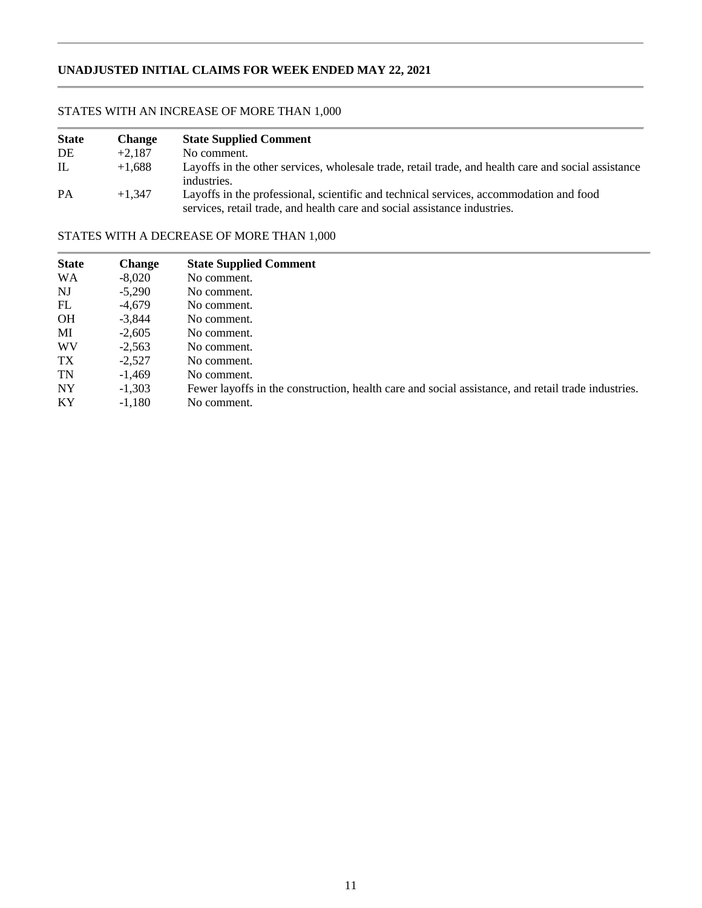## UNADJUSTED INITIAL CLAIMS FOR WEEK ENDED MAY 22, 2021

STATES WITH AN INCREASE OF MORE THAN 1,000

| State | Change | State Supplied Comment |
|---|---|---|
| DE | +2,187 | No comment. |
| IL | +1,688 | Layoffs in the other services, wholesale trade, retail trade, and health care and social assistance industries. |
| PA | +1,347 | Layoffs in the professional, scientific and technical services, accommodation and food services, retail trade, and health care and social assistance industries. |

STATES WITH A DECREASE OF MORE THAN 1,000

| State | Change | State Supplied Comment |
|---|---|---|
| WA | -8,020 | No comment. |
| NJ | -5,290 | No comment. |
| FL | -4,679 | No comment. |
| OH | -3,844 | No comment. |
| MI | -2,605 | No comment. |
| WV | -2,563 | No comment. |
| TX | -2,527 | No comment. |
| TN | -1,469 | No comment. |
| NY | -1,303 | Fewer layoffs in the construction, health care and social assistance, and retail trade industries. |
| KY | -1,180 | No comment. |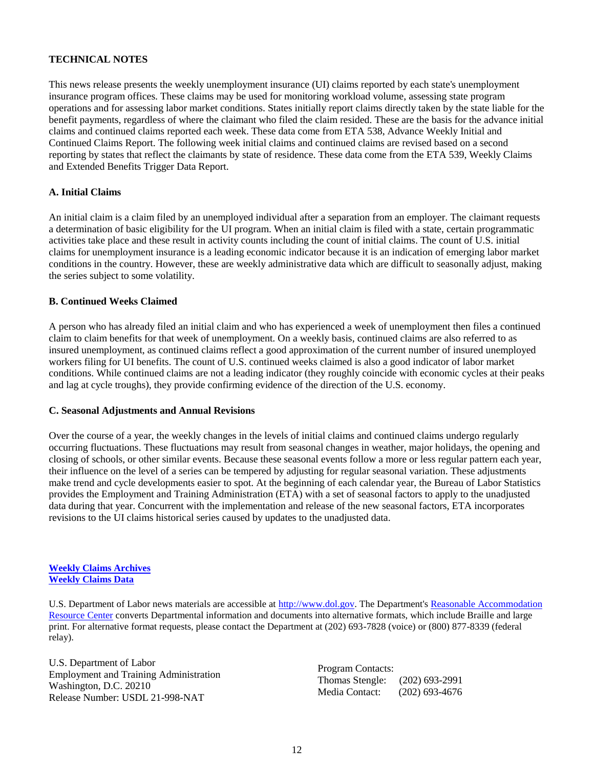## TECHNICAL NOTES

This news release presents the weekly unemployment insurance (UI) claims reported by each state's unemployment insurance program offices. These claims may be used for monitoring workload volume, assessing state program operations and for assessing labor market conditions. States initially report claims directly taken by the state liable for the benefit payments, regardless of where the claimant who filed the claim resided. These are the basis for the advance initial claims and continued claims reported each week. These data come from ETA 538, Advance Weekly Initial and Continued Claims Report. The following week initial claims and continued claims are revised based on a second reporting by states that reflect the claimants by state of residence. These data come from the ETA 539, Weekly Claims and Extended Benefits Trigger Data Report.

### A. Initial Claims

An initial claim is a claim filed by an unemployed individual after a separation from an employer. The claimant requests a determination of basic eligibility for the UI program. When an initial claim is filed with a state, certain programmatic activities take place and these result in activity counts including the count of initial claims. The count of U.S. initial claims for unemployment insurance is a leading economic indicator because it is an indication of emerging labor market conditions in the country. However, these are weekly administrative data which are difficult to seasonally adjust, making the series subject to some volatility.

### B. Continued Weeks Claimed

A person who has already filed an initial claim and who has experienced a week of unemployment then files a continued claim to claim benefits for that week of unemployment. On a weekly basis, continued claims are also referred to as insured unemployment, as continued claims reflect a good approximation of the current number of insured unemployed workers filing for UI benefits. The count of U.S. continued weeks claimed is also a good indicator of labor market conditions. While continued claims are not a leading indicator (they roughly coincide with economic cycles at their peaks and lag at cycle troughs), they provide confirming evidence of the direction of the U.S. economy.

### C. Seasonal Adjustments and Annual Revisions

Over the course of a year, the weekly changes in the levels of initial claims and continued claims undergo regularly occurring fluctuations. These fluctuations may result from seasonal changes in weather, major holidays, the opening and closing of schools, or other similar events. Because these seasonal events follow a more or less regular pattern each year, their influence on the level of a series can be tempered by adjusting for regular seasonal variation. These adjustments make trend and cycle developments easier to spot. At the beginning of each calendar year, the Bureau of Labor Statistics provides the Employment and Training Administration (ETA) with a set of seasonal factors to apply to the unadjusted data during that year. Concurrent with the implementation and release of the new seasonal factors, ETA incorporates revisions to the UI claims historical series caused by updates to the unadjusted data.

**Weekly Claims Archives**
**Weekly Claims Data**

U.S. Department of Labor news materials are accessible at http://www.dol.gov. The Department's Reasonable Accommodation Resource Center converts Departmental information and documents into alternative formats, which include Braille and large print. For alternative format requests, please contact the Department at (202) 693-7828 (voice) or (800) 877-8339 (federal relay).

U.S. Department of Labor
Employment and Training Administration
Washington, D.C. 20210
Release Number: USDL 21-998-NAT

Program Contacts:
Thomas Stengle: (202) 693-2991
Media Contact: (202) 693-4676